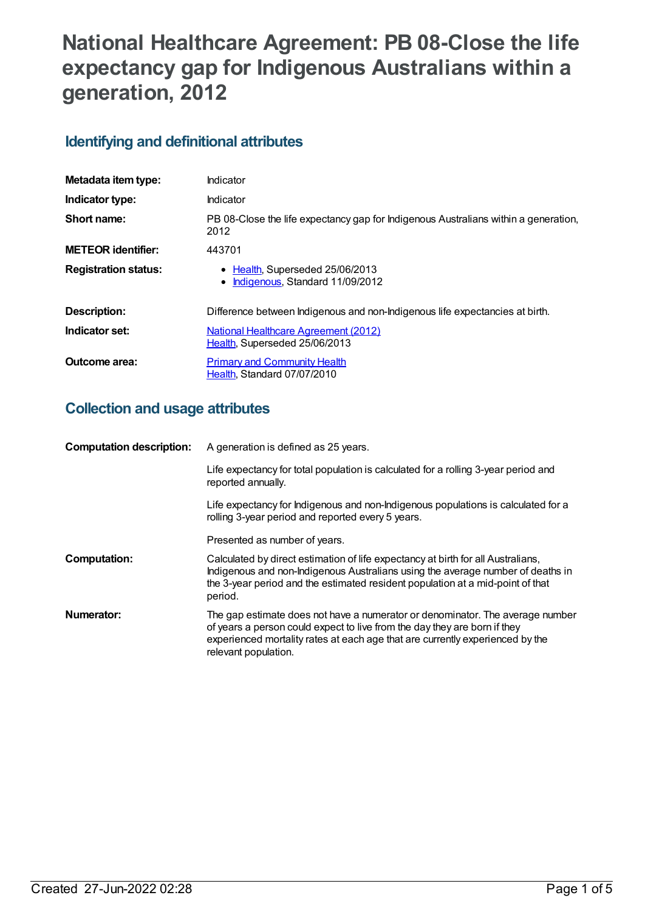# National Healthcare Agreement: PB 08-Close the life expectancy gap for Indigenous Australians within a generation, 2012

## Identifying and definitional attributes

| | |
|---|---|
| **Metadata item type:** | Indicator |
| **Indicator type:** | Indicator |
| **Short name:** | PB 08-Close the life expectancy gap for Indigenous Australians within a generation, 2012 |
| **METEOR identifier:** | 443701 |
| **Registration status:** | • Health, Superseded 25/06/2013<br>• Indigenous, Standard 11/09/2012 |
| **Description:** | Difference between Indigenous and non-Indigenous life expectancies at birth. |
| **Indicator set:** | National Healthcare Agreement (2012)<br>Health, Superseded 25/06/2013 |
| **Outcome area:** | Primary and Community Health<br>Health, Standard 07/07/2010 |

## Collection and usage attributes

| | |
|---|---|
| **Computation description:** | A generation is defined as 25 years.<br><br>Life expectancy for total population is calculated for a rolling 3-year period and reported annually.<br><br>Life expectancy for Indigenous and non-Indigenous populations is calculated for a rolling 3-year period and reported every 5 years.<br><br>Presented as number of years. |
| **Computation:** | Calculated by direct estimation of life expectancy at birth for all Australians, Indigenous and non-Indigenous Australians using the average number of deaths in the 3-year period and the estimated resident population at a mid-point of that period. |
| **Numerator:** | The gap estimate does not have a numerator or denominator. The average number of years a person could expect to live from the day they are born if they experienced mortality rates at each age that are currently experienced by the relevant population. |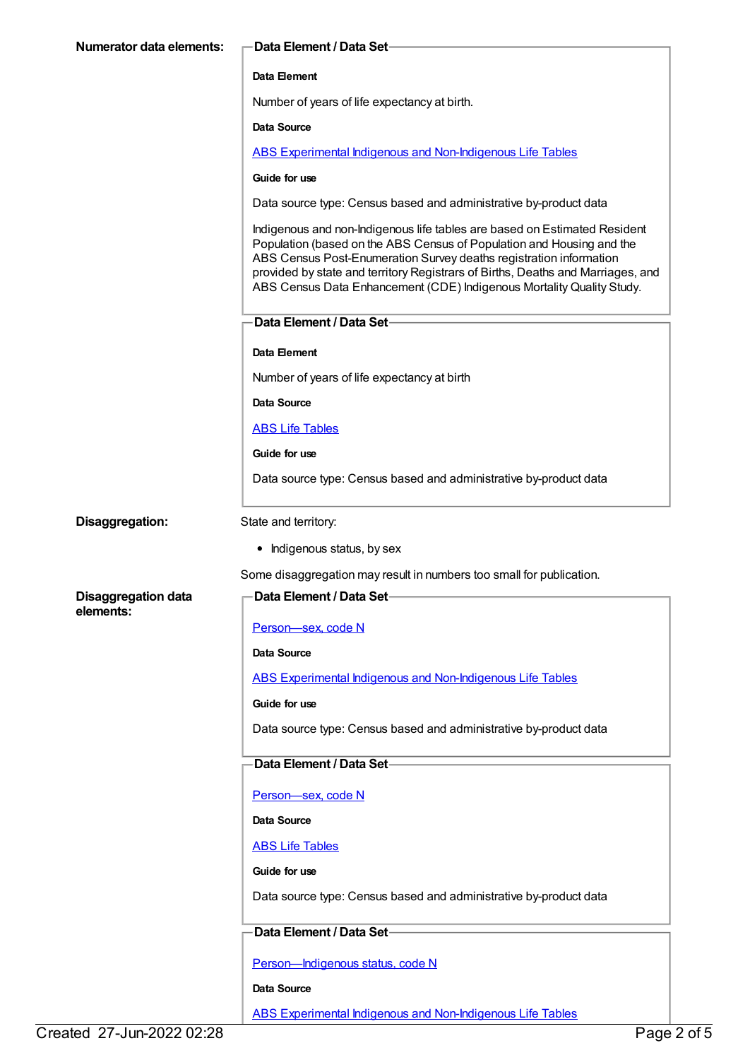**Numerator data elements:**

**Data Element / Data Set**

**Data Element**

Number of years of life expectancy at birth.

**Data Source**

ABS Experimental Indigenous and Non-Indigenous Life Tables

**Guide for use**

Data source type: Census based and administrative by-product data

Indigenous and non-Indigenous life tables are based on Estimated Resident Population (based on the ABS Census of Population and Housing and the ABS Census Post-Enumeration Survey deaths registration information provided by state and territory Registrars of Births, Deaths and Marriages, and ABS Census Data Enhancement (CDE) Indigenous Mortality Quality Study.

**Data Element / Data Set**

**Data Element**

Number of years of life expectancy at birth

**Data Source**

ABS Life Tables

**Guide for use**

Data source type: Census based and administrative by-product data

**Disaggregation:**

State and territory:

- Indigenous status, by sex

Some disaggregation may result in numbers too small for publication.

**Disaggregation data elements:**

**Data Element / Data Set**

Person—sex, code N

**Data Source**

ABS Experimental Indigenous and Non-Indigenous Life Tables

**Guide for use**

Data source type: Census based and administrative by-product data

**Data Element / Data Set**

Person—sex, code N

**Data Source**

ABS Life Tables

**Guide for use**

Data source type: Census based and administrative by-product data

**Data Element / Data Set**

Person—Indigenous status, code N

**Data Source**

ABS Experimental Indigenous and Non-Indigenous Life Tables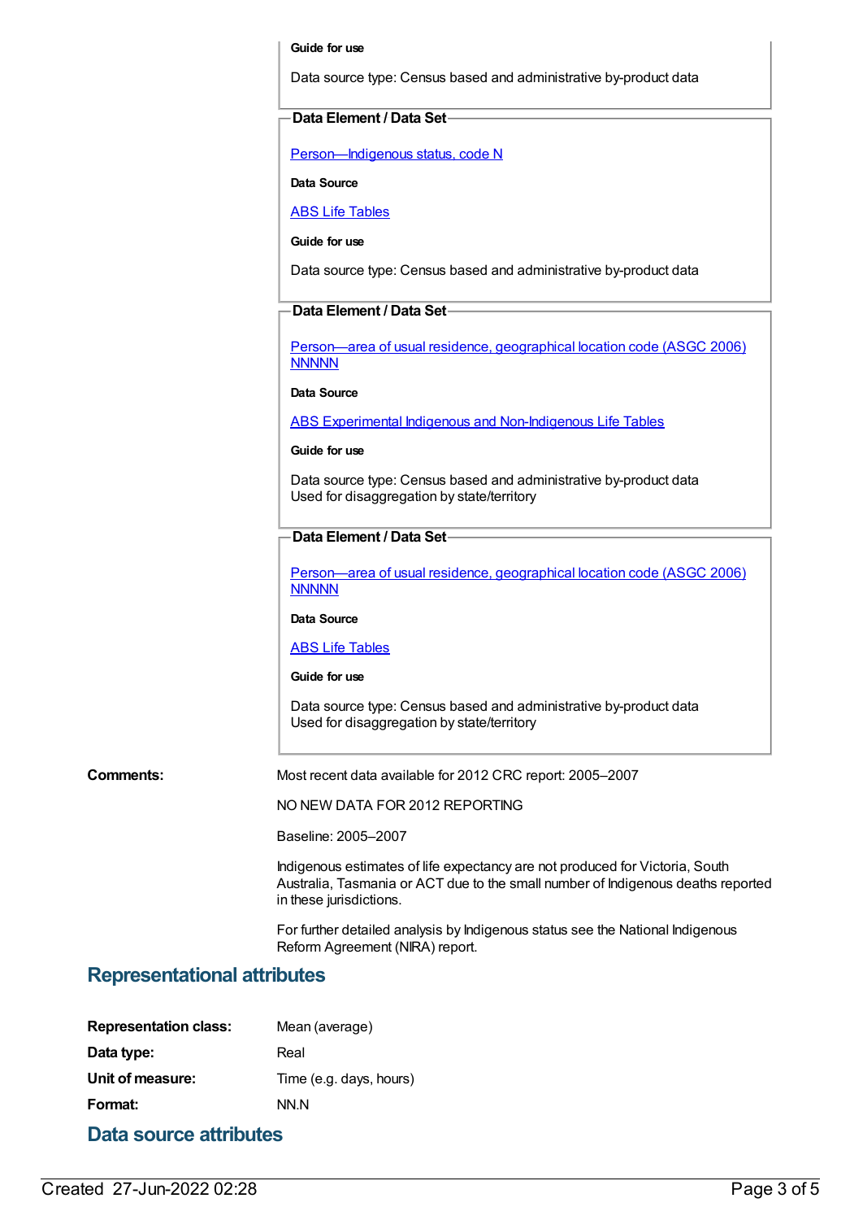**Guide for use**

Data source type: Census based and administrative by-product data

**Data Element / Data Set**

Person—Indigenous status, code N

**Data Source**

ABS Life Tables

**Guide for use**

Data source type: Census based and administrative by-product data

**Data Element / Data Set**

Person—area of usual residence, geographical location code (ASGC 2006) NNNNN

**Data Source**

ABS Experimental Indigenous and Non-Indigenous Life Tables

**Guide for use**

Data source type: Census based and administrative by-product data
Used for disaggregation by state/territory

**Data Element / Data Set**

Person—area of usual residence, geographical location code (ASGC 2006) NNNNN

**Data Source**

ABS Life Tables

**Guide for use**

Data source type: Census based and administrative by-product data
Used for disaggregation by state/territory

**Comments:**

Most recent data available for 2012 CRC report: 2005–2007

NO NEW DATA FOR 2012 REPORTING

Baseline: 2005–2007

Indigenous estimates of life expectancy are not produced for Victoria, South Australia, Tasmania or ACT due to the small number of Indigenous deaths reported in these jurisdictions.

For further detailed analysis by Indigenous status see the National Indigenous Reform Agreement (NIRA) report.

## Representational attributes

| | |
|---|---|
| **Representation class:** | Mean (average) |
| **Data type:** | Real |
| **Unit of measure:** | Time (e.g. days, hours) |
| **Format:** | NN.N |

## Data source attributes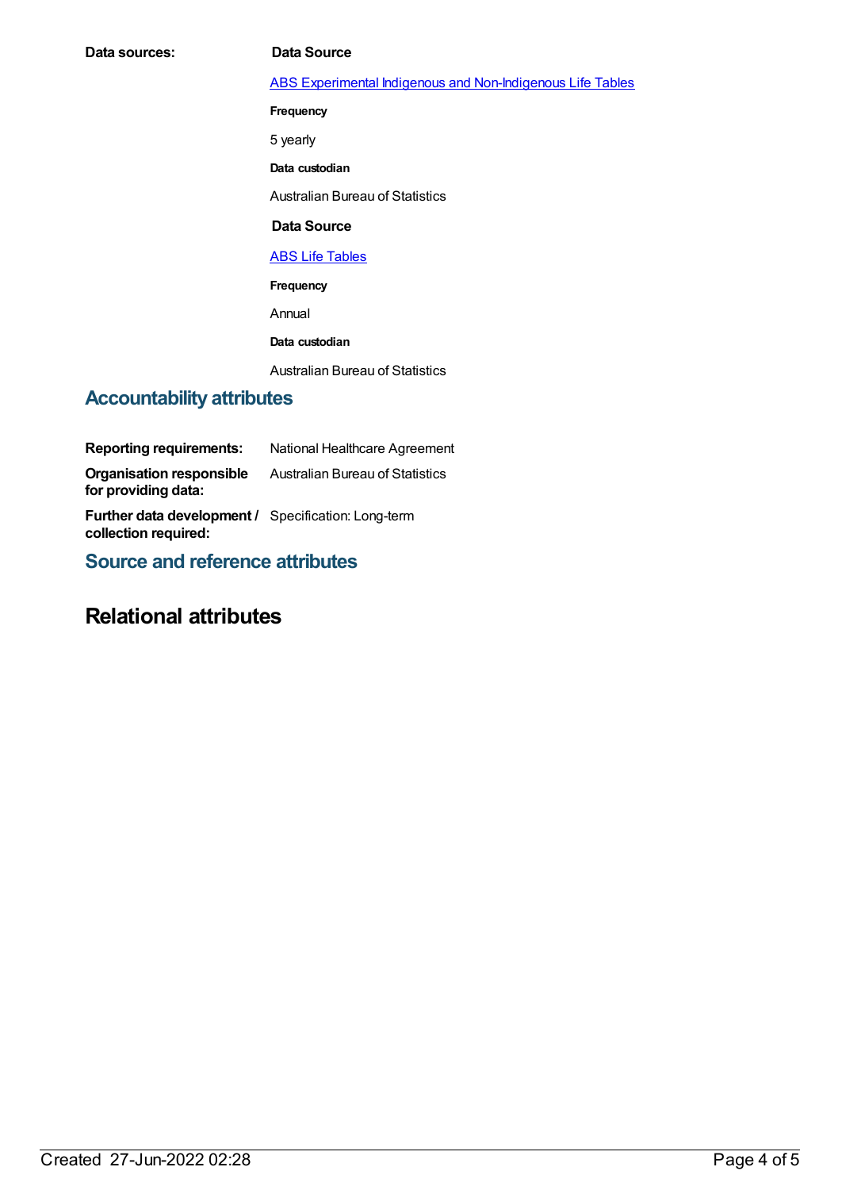**Data sources:**

**Data Source**

ABS Experimental Indigenous and Non-Indigenous Life Tables

**Frequency**

5 yearly

**Data custodian**

Australian Bureau of Statistics

**Data Source**

ABS Life Tables

**Frequency**

Annual

**Data custodian**

Australian Bureau of Statistics

## Accountability attributes

**Reporting requirements:** National Healthcare Agreement

**Organisation responsible for providing data:** Australian Bureau of Statistics

**Further data development / collection required:** Specification: Long-term

## Source and reference attributes

# Relational attributes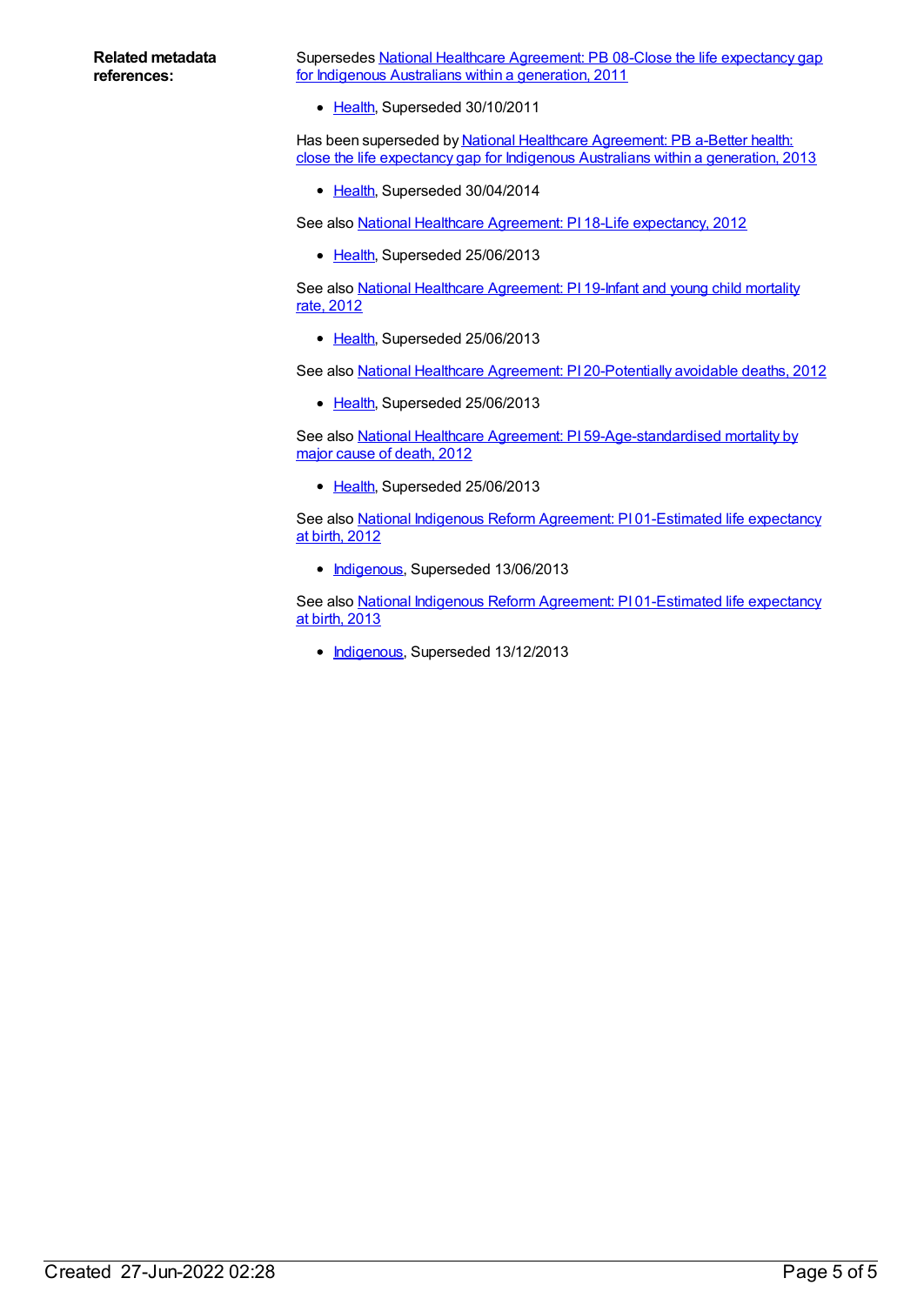**Related metadata references:**

Supersedes National Healthcare Agreement: PB 08-Close the life expectancy gap for Indigenous Australians within a generation, 2011

- Health, Superseded 30/10/2011

Has been superseded by National Healthcare Agreement: PB a-Better health: close the life expectancy gap for Indigenous Australians within a generation, 2013

- Health, Superseded 30/04/2014

See also National Healthcare Agreement: PI 18-Life expectancy, 2012

- Health, Superseded 25/06/2013

See also National Healthcare Agreement: PI 19-Infant and young child mortality rate, 2012

- Health, Superseded 25/06/2013

See also National Healthcare Agreement: PI 20-Potentially avoidable deaths, 2012

- Health, Superseded 25/06/2013

See also National Healthcare Agreement: PI 59-Age-standardised mortality by major cause of death, 2012

- Health, Superseded 25/06/2013

See also National Indigenous Reform Agreement: PI 01-Estimated life expectancy at birth, 2012

- Indigenous, Superseded 13/06/2013

See also National Indigenous Reform Agreement: PI 01-Estimated life expectancy at birth, 2013

- Indigenous, Superseded 13/12/2013